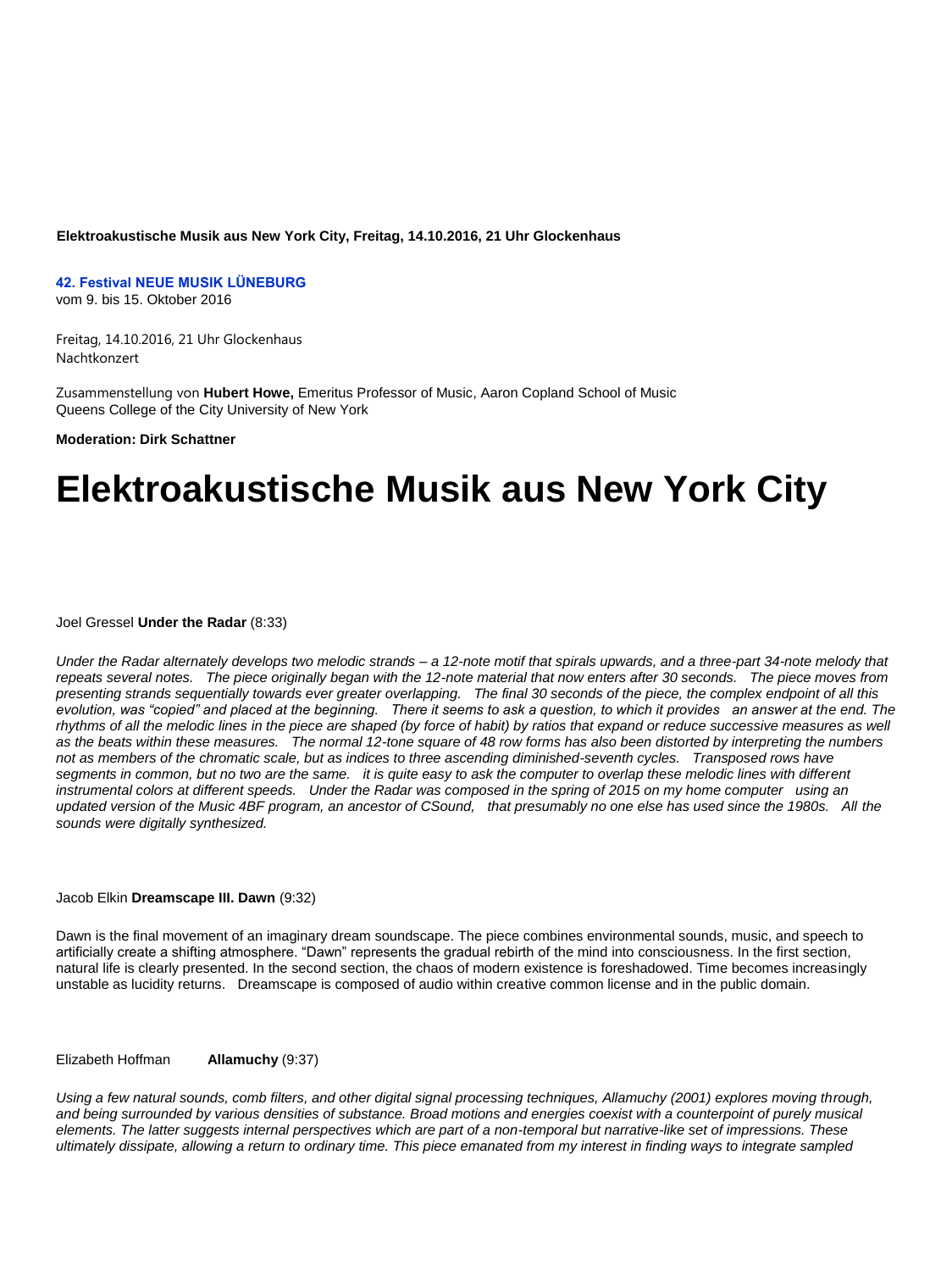**Elektroakustische Musik aus New York City, Freitag, 14.10.2016, 21 Uhr Glockenhaus**

**42. Festival NEUE MUSIK LÜNEBURG**
vom 9. bis 15. Oktober 2016

Freitag, 14.10.2016, 21 Uhr Glockenhaus
Nachtkonzert

Zusammenstellung von **Hubert Howe,** Emeritus Professor of Music, Aaron Copland School of Music
Queens College of the City University of New York

**Moderation: Dirk Schattner**

# Elektroakustische Musik aus New York City

Joel Gressel **Under the Radar** (8:33)

*Under the Radar alternately develops two melodic strands – a 12-note motif that spirals upwards, and a three-part 34-note melody that repeats several notes. The piece originally began with the 12-note material that now enters after 30 seconds. The piece moves from presenting strands sequentially towards ever greater overlapping. The final 30 seconds of the piece, the complex endpoint of all this evolution, was "copied" and placed at the beginning. There it seems to ask a question, to which it provides an answer at the end. The rhythms of all the melodic lines in the piece are shaped (by force of habit) by ratios that expand or reduce successive measures as well as the beats within these measures. The normal 12-tone square of 48 row forms has also been distorted by interpreting the numbers not as members of the chromatic scale, but as indices to three ascending diminished-seventh cycles. Transposed rows have segments in common, but no two are the same. it is quite easy to ask the computer to overlap these melodic lines with different instrumental colors at different speeds. Under the Radar was composed in the spring of 2015 on my home computer using an updated version of the Music 4BF program, an ancestor of CSound, that presumably no one else has used since the 1980s. All the sounds were digitally synthesized.*

Jacob Elkin **Dreamscape III. Dawn** (9:32)

Dawn is the final movement of an imaginary dream soundscape. The piece combines environmental sounds, music, and speech to artificially create a shifting atmosphere. "Dawn" represents the gradual rebirth of the mind into consciousness. In the first section, natural life is clearly presented. In the second section, the chaos of modern existence is foreshadowed. Time becomes increasingly unstable as lucidity returns. Dreamscape is composed of audio within creative common license and in the public domain.

Elizabeth Hoffman **Allamuchy** (9:37)

*Using a few natural sounds, comb filters, and other digital signal processing techniques, Allamuchy (2001) explores moving through, and being surrounded by various densities of substance. Broad motions and energies coexist with a counterpoint of purely musical elements. The latter suggests internal perspectives which are part of a non-temporal but narrative-like set of impressions. These ultimately dissipate, allowing a return to ordinary time. This piece emanated from my interest in finding ways to integrate sampled*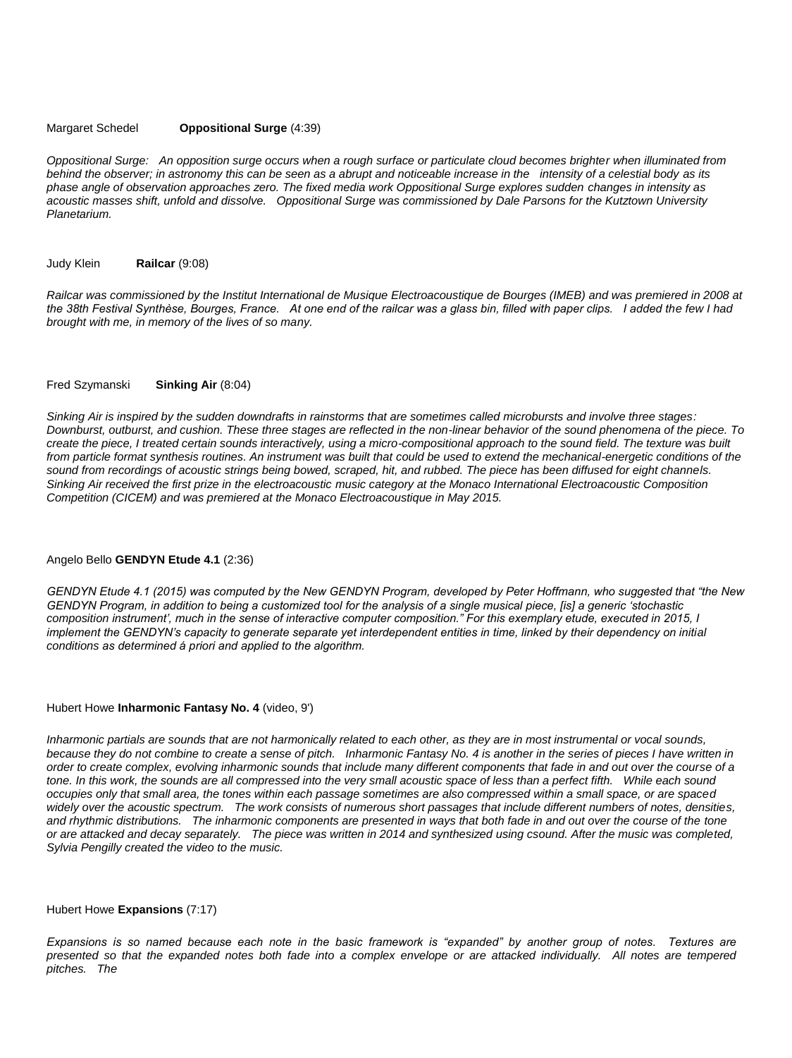Margaret Schedel **Oppositional Surge** (4:39)

*Oppositional Surge: An opposition surge occurs when a rough surface or particulate cloud becomes brighter when illuminated from behind the observer; in astronomy this can be seen as a abrupt and noticeable increase in the intensity of a celestial body as its phase angle of observation approaches zero. The fixed media work Oppositional Surge explores sudden changes in intensity as acoustic masses shift, unfold and dissolve. Oppositional Surge was commissioned by Dale Parsons for the Kutztown University Planetarium.*

Judy Klein **Railcar** (9:08)

*Railcar was commissioned by the Institut International de Musique Electroacoustique de Bourges (IMEB) and was premiered in 2008 at the 38th Festival Synthèse, Bourges, France. At one end of the railcar was a glass bin, filled with paper clips. I added the few I had brought with me, in memory of the lives of so many.*

Fred Szymanski **Sinking Air** (8:04)

*Sinking Air is inspired by the sudden downdrafts in rainstorms that are sometimes called microbursts and involve three stages: Downburst, outburst, and cushion. These three stages are reflected in the non-linear behavior of the sound phenomena of the piece. To create the piece, I treated certain sounds interactively, using a micro-compositional approach to the sound field. The texture was built from particle format synthesis routines. An instrument was built that could be used to extend the mechanical-energetic conditions of the sound from recordings of acoustic strings being bowed, scraped, hit, and rubbed. The piece has been diffused for eight channels. Sinking Air received the first prize in the electroacoustic music category at the Monaco International Electroacoustic Composition Competition (CICEM) and was premiered at the Monaco Electroacoustique in May 2015.*

Angelo Bello **GENDYN Etude 4.1** (2:36)

*GENDYN Etude 4.1 (2015) was computed by the New GENDYN Program, developed by Peter Hoffmann, who suggested that "the New GENDYN Program, in addition to being a customized tool for the analysis of a single musical piece, [is] a generic 'stochastic composition instrument', much in the sense of interactive computer composition." For this exemplary etude, executed in 2015, I implement the GENDYN's capacity to generate separate yet interdependent entities in time, linked by their dependency on initial conditions as determined á priori and applied to the algorithm.*

Hubert Howe **Inharmonic Fantasy No. 4** (video, 9')

*Inharmonic partials are sounds that are not harmonically related to each other, as they are in most instrumental or vocal sounds, because they do not combine to create a sense of pitch. Inharmonic Fantasy No. 4 is another in the series of pieces I have written in order to create complex, evolving inharmonic sounds that include many different components that fade in and out over the course of a tone. In this work, the sounds are all compressed into the very small acoustic space of less than a perfect fifth. While each sound occupies only that small area, the tones within each passage sometimes are also compressed within a small space, or are spaced widely over the acoustic spectrum. The work consists of numerous short passages that include different numbers of notes, densities, and rhythmic distributions. The inharmonic components are presented in ways that both fade in and out over the course of the tone or are attacked and decay separately. The piece was written in 2014 and synthesized using csound. After the music was completed, Sylvia Pengilly created the video to the music.*

Hubert Howe **Expansions** (7:17)

*Expansions is so named because each note in the basic framework is "expanded" by another group of notes. Textures are presented so that the expanded notes both fade into a complex envelope or are attacked individually. All notes are tempered pitches. The*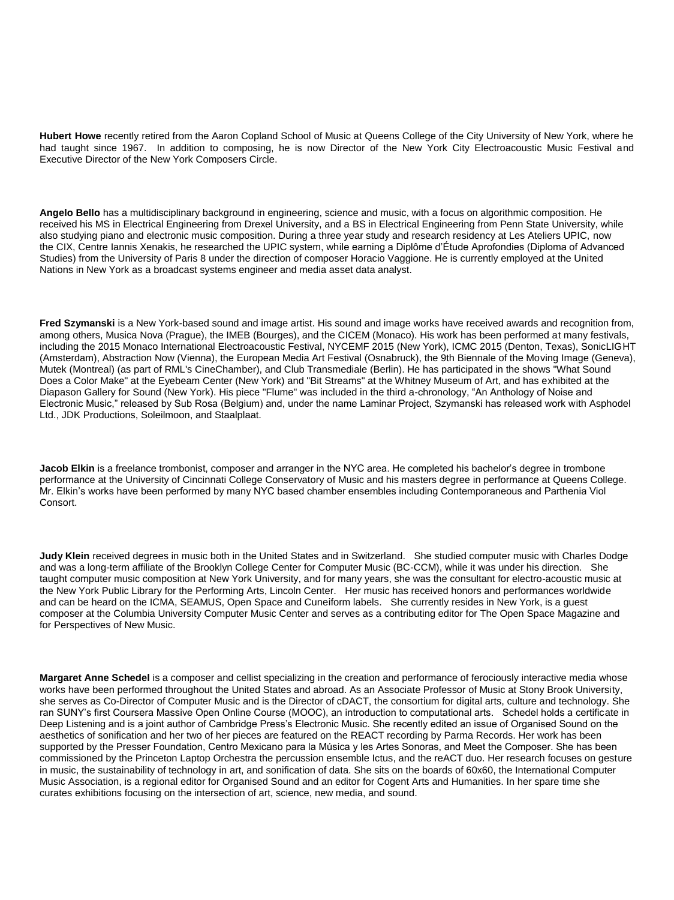**Hubert Howe** recently retired from the Aaron Copland School of Music at Queens College of the City University of New York, where he had taught since 1967. In addition to composing, he is now Director of the New York City Electroacoustic Music Festival and Executive Director of the New York Composers Circle.

**Angelo Bello** has a multidisciplinary background in engineering, science and music, with a focus on algorithmic composition. He received his MS in Electrical Engineering from Drexel University, and a BS in Electrical Engineering from Penn State University, while also studying piano and electronic music composition. During a three year study and research residency at Les Ateliers UPIC, now the CIX, Centre Iannis Xenakis, he researched the UPIC system, while earning a Diplôme d'Étude Aprofondies (Diploma of Advanced Studies) from the University of Paris 8 under the direction of composer Horacio Vaggione. He is currently employed at the United Nations in New York as a broadcast systems engineer and media asset data analyst.

**Fred Szymanski** is a New York-based sound and image artist. His sound and image works have received awards and recognition from, among others, Musica Nova (Prague), the IMEB (Bourges), and the CICEM (Monaco). His work has been performed at many festivals, including the 2015 Monaco International Electroacoustic Festival, NYCEMF 2015 (New York), ICMC 2015 (Denton, Texas), SonicLIGHT (Amsterdam), Abstraction Now (Vienna), the European Media Art Festival (Osnabruck), the 9th Biennale of the Moving Image (Geneva), Mutek (Montreal) (as part of RML's CineChamber), and Club Transmediale (Berlin). He has participated in the shows "What Sound Does a Color Make" at the Eyebeam Center (New York) and "Bit Streams" at the Whitney Museum of Art, and has exhibited at the Diapason Gallery for Sound (New York). His piece "Flume" was included in the third a-chronology, "An Anthology of Noise and Electronic Music," released by Sub Rosa (Belgium) and, under the name Laminar Project, Szymanski has released work with Asphodel Ltd., JDK Productions, Soleilmoon, and Staalplaat.

**Jacob Elkin** is a freelance trombonist, composer and arranger in the NYC area. He completed his bachelor's degree in trombone performance at the University of Cincinnati College Conservatory of Music and his masters degree in performance at Queens College. Mr. Elkin's works have been performed by many NYC based chamber ensembles including Contemporaneous and Parthenia Viol Consort.

**Judy Klein** received degrees in music both in the United States and in Switzerland. She studied computer music with Charles Dodge and was a long-term affiliate of the Brooklyn College Center for Computer Music (BC-CCM), while it was under his direction. She taught computer music composition at New York University, and for many years, she was the consultant for electro-acoustic music at the New York Public Library for the Performing Arts, Lincoln Center. Her music has received honors and performances worldwide and can be heard on the ICMA, SEAMUS, Open Space and Cuneiform labels. She currently resides in New York, is a guest composer at the Columbia University Computer Music Center and serves as a contributing editor for The Open Space Magazine and for Perspectives of New Music.

**Margaret Anne Schedel** is a composer and cellist specializing in the creation and performance of ferociously interactive media whose works have been performed throughout the United States and abroad. As an Associate Professor of Music at Stony Brook University, she serves as Co-Director of Computer Music and is the Director of cDACT, the consortium for digital arts, culture and technology. She ran SUNY's first Coursera Massive Open Online Course (MOOC), an introduction to computational arts. Schedel holds a certificate in Deep Listening and is a joint author of Cambridge Press's Electronic Music. She recently edited an issue of Organised Sound on the aesthetics of sonification and her two of her pieces are featured on the REACT recording by Parma Records. Her work has been supported by the Presser Foundation, Centro Mexicano para la Música y les Artes Sonoras, and Meet the Composer. She has been commissioned by the Princeton Laptop Orchestra the percussion ensemble Ictus, and the reACT duo. Her research focuses on gesture in music, the sustainability of technology in art, and sonification of data. She sits on the boards of 60x60, the International Computer Music Association, is a regional editor for Organised Sound and an editor for Cogent Arts and Humanities. In her spare time she curates exhibitions focusing on the intersection of art, science, new media, and sound.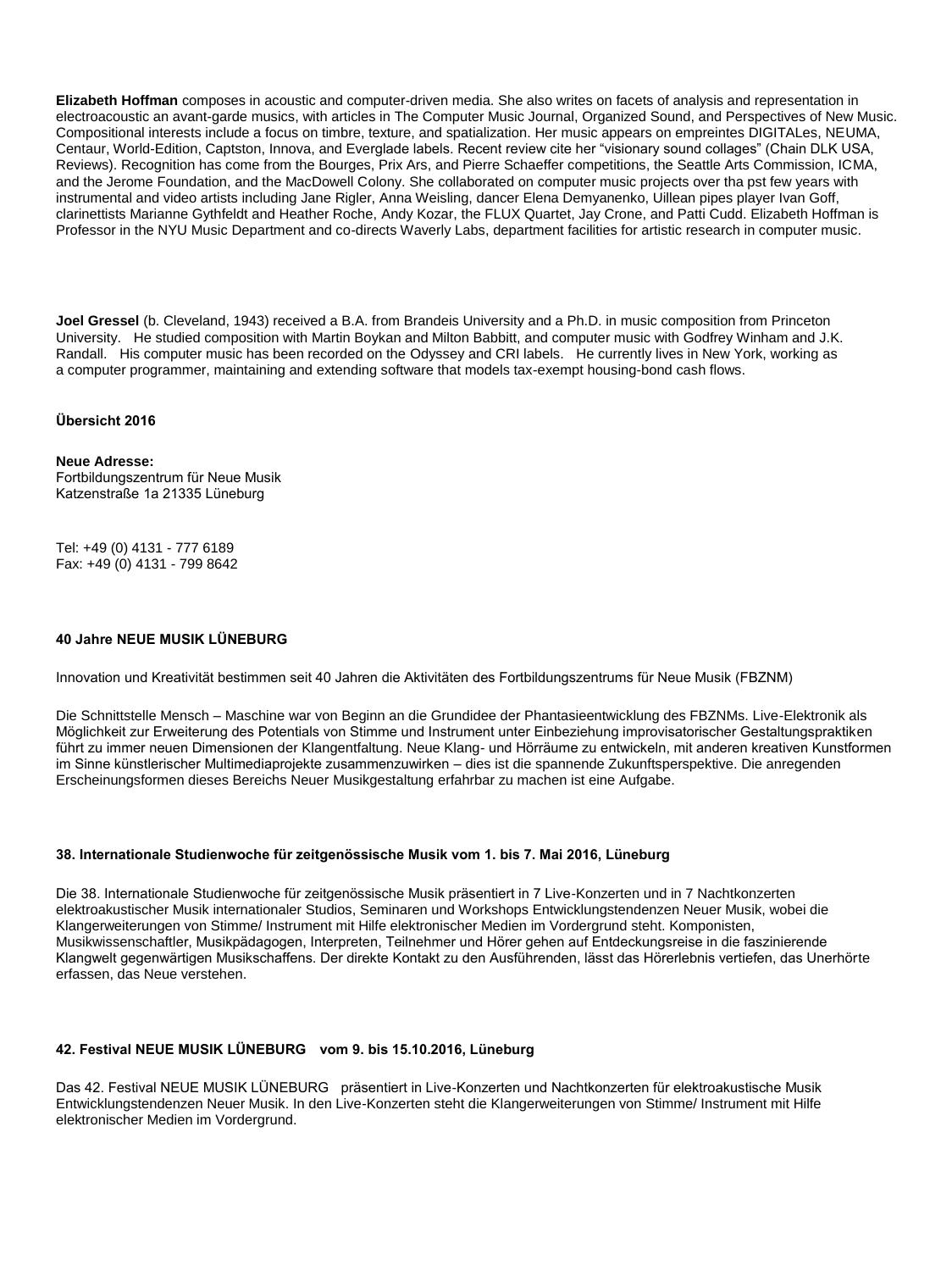**Elizabeth Hoffman** composes in acoustic and computer-driven media. She also writes on facets of analysis and representation in electroacoustic an avant-garde musics, with articles in The Computer Music Journal, Organized Sound, and Perspectives of New Music. Compositional interests include a focus on timbre, texture, and spatialization. Her music appears on empreintes DIGITALes, NEUMA, Centaur, World-Edition, Captston, Innova, and Everglade labels. Recent review cite her "visionary sound collages" (Chain DLK USA, Reviews). Recognition has come from the Bourges, Prix Ars, and Pierre Schaeffer competitions, the Seattle Arts Commission, ICMA, and the Jerome Foundation, and the MacDowell Colony. She collaborated on computer music projects over tha pst few years with instrumental and video artists including Jane Rigler, Anna Weisling, dancer Elena Demyanenko, Uillean pipes player Ivan Goff, clarinettists Marianne Gythfeldt and Heather Roche, Andy Kozar, the FLUX Quartet, Jay Crone, and Patti Cudd. Elizabeth Hoffman is Professor in the NYU Music Department and co-directs Waverly Labs, department facilities for artistic research in computer music.

**Joel Gressel** (b. Cleveland, 1943) received a B.A. from Brandeis University and a Ph.D. in music composition from Princeton University. He studied composition with Martin Boykan and Milton Babbitt, and computer music with Godfrey Winham and J.K. Randall. His computer music has been recorded on the Odyssey and CRI labels. He currently lives in New York, working as a computer programmer, maintaining and extending software that models tax-exempt housing-bond cash flows.

**Übersicht 2016**

**Neue Adresse:**
Fortbildungszentrum für Neue Musik
Katzenstraße 1a 21335 Lüneburg

Tel: +49 (0) 4131 - 777 6189
Fax: +49 (0) 4131 - 799 8642

**40 Jahre NEUE MUSIK LÜNEBURG**

Innovation und Kreativität bestimmen seit 40 Jahren die Aktivitäten des Fortbildungszentrums für Neue Musik (FBZNM)

Die Schnittstelle Mensch – Maschine war von Beginn an die Grundidee der Phantasieentwicklung des FBZNMs. Live-Elektronik als Möglichkeit zur Erweiterung des Potentials von Stimme und Instrument unter Einbeziehung improvisatorischer Gestaltungspraktiken führt zu immer neuen Dimensionen der Klangentfaltung. Neue Klang- und Hörräume zu entwickeln, mit anderen kreativen Kunstformen im Sinne künstlerischer Multimediaprojekte zusammenzuwirken – dies ist die spannende Zukunftsperspektive. Die anregenden Erscheinungsformen dieses Bereichs Neuer Musikgestaltung erfahrbar zu machen ist eine Aufgabe.

**38. Internationale Studienwoche für zeitgenössische Musik vom 1. bis 7. Mai 2016, Lüneburg**

Die 38. Internationale Studienwoche für zeitgenössische Musik präsentiert in 7 Live-Konzerten und in 7 Nachtkonzerten elektroakustischer Musik internationaler Studios, Seminaren und Workshops Entwicklungstendenzen Neuer Musik, wobei die Klangerweiterungen von Stimme/ Instrument mit Hilfe elektronischer Medien im Vordergrund steht. Komponisten, Musikwissenschaftler, Musikpädagogen, Interpreten, Teilnehmer und Hörer gehen auf Entdeckungsreise in die faszinierende Klangwelt gegenwärtigen Musikschaffens. Der direkte Kontakt zu den Ausführenden, lässt das Hörerlebnis vertiefen, das Unerhörte erfassen, das Neue verstehen.

**42. Festival NEUE MUSIK LÜNEBURG vom 9. bis 15.10.2016, Lüneburg**

Das 42. Festival NEUE MUSIK LÜNEBURG präsentiert in Live-Konzerten und Nachtkonzerten für elektroakustische Musik Entwicklungstendenzen Neuer Musik. In den Live-Konzerten steht die Klangerweiterungen von Stimme/ Instrument mit Hilfe elektronischer Medien im Vordergrund.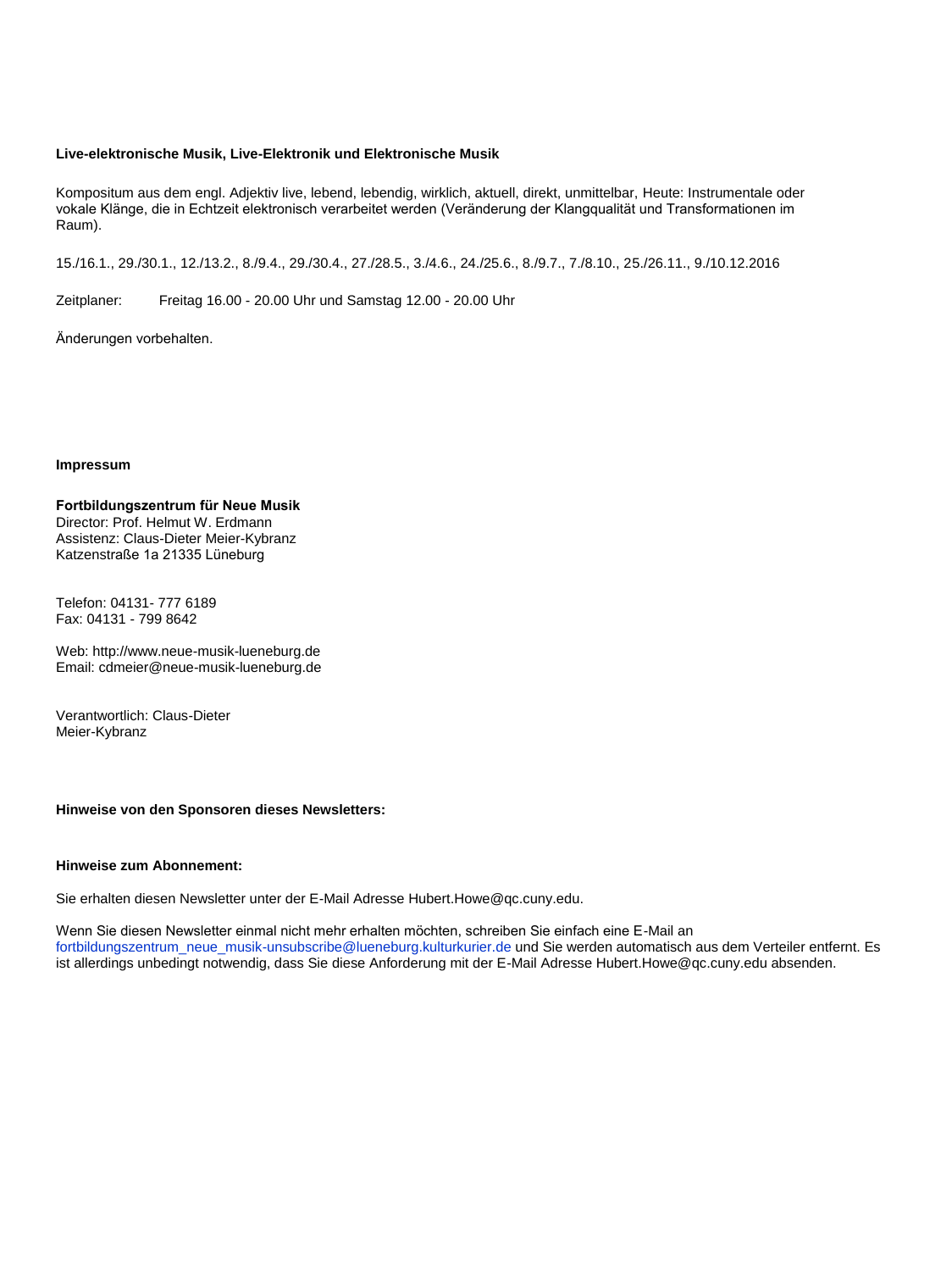**Live-elektronische Musik, Live-Elektronik und Elektronische Musik**

Kompositum aus dem engl. Adjektiv live, lebend, lebendig, wirklich, aktuell, direkt, unmittelbar, Heute: Instrumentale oder vokale Klänge, die in Echtzeit elektronisch verarbeitet werden (Veränderung der Klangqualität und Transformationen im Raum).

15./16.1., 29./30.1., 12./13.2., 8./9.4., 29./30.4., 27./28.5., 3./4.6., 24./25.6., 8./9.7., 7./8.10., 25./26.11., 9./10.12.2016

Zeitplaner: Freitag 16.00 - 20.00 Uhr und Samstag 12.00 - 20.00 Uhr

Änderungen vorbehalten.

**Impressum**

**Fortbildungszentrum für Neue Musik**
Director: Prof. Helmut W. Erdmann
Assistenz: Claus-Dieter Meier-Kybranz
Katzenstraße 1a 21335 Lüneburg

Telefon: 04131- 777 6189
Fax: 04131 - 799 8642

Web: http://www.neue-musik-lueneburg.de
Email: cdmeier@neue-musik-lueneburg.de

Verantwortlich: Claus-Dieter Meier-Kybranz

**Hinweise von den Sponsoren dieses Newsletters:**

**Hinweise zum Abonnement:**

Sie erhalten diesen Newsletter unter der E-Mail Adresse Hubert.Howe@qc.cuny.edu.

Wenn Sie diesen Newsletter einmal nicht mehr erhalten möchten, schreiben Sie einfach eine E-Mail an fortbildungszentrum_neue_musik-unsubscribe@lueneburg.kulturkurier.de und Sie werden automatisch aus dem Verteiler entfernt. Es ist allerdings unbedingt notwendig, dass Sie diese Anforderung mit der E-Mail Adresse Hubert.Howe@qc.cuny.edu absenden.